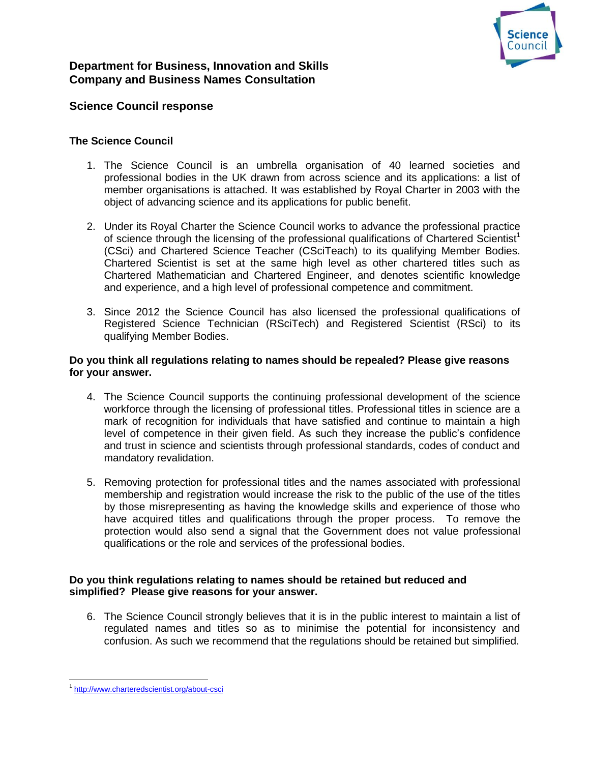# Department for Business, Innovation and Skills
# Company and Business Names Consultation

## Science Council response

### The Science Council

1. The Science Council is an umbrella organisation of 40 learned societies and professional bodies in the UK drawn from across science and its applications: a list of member organisations is attached. It was established by Royal Charter in 2003 with the object of advancing science and its applications for public benefit.

2. Under its Royal Charter the Science Council works to advance the professional practice of science through the licensing of the professional qualifications of Chartered Scientist[1] (CSci) and Chartered Science Teacher (CSciTeach) to its qualifying Member Bodies. Chartered Scientist is set at the same high level as other chartered titles such as Chartered Mathematician and Chartered Engineer, and denotes scientific knowledge and experience, and a high level of professional competence and commitment.

3. Since 2012 the Science Council has also licensed the professional qualifications of Registered Science Technician (RSciTech) and Registered Scientist (RSci) to its qualifying Member Bodies.

### Do you think all regulations relating to names should be repealed? Please give reasons for your answer.

4. The Science Council supports the continuing professional development of the science workforce through the licensing of professional titles. Professional titles in science are a mark of recognition for individuals that have satisfied and continue to maintain a high level of competence in their given field. As such they increase the public's confidence and trust in science and scientists through professional standards, codes of conduct and mandatory revalidation.

5. Removing protection for professional titles and the names associated with professional membership and registration would increase the risk to the public of the use of the titles by those misrepresenting as having the knowledge skills and experience of those who have acquired titles and qualifications through the proper process. To remove the protection would also send a signal that the Government does not value professional qualifications or the role and services of the professional bodies.

### Do you think regulations relating to names should be retained but reduced and simplified? Please give reasons for your answer.

6. The Science Council strongly believes that it is in the public interest to maintain a list of regulated names and titles so as to minimise the potential for inconsistency and confusion. As such we recommend that the regulations should be retained but simplified.

---

[1] http://www.charteredscientist.org/about-csci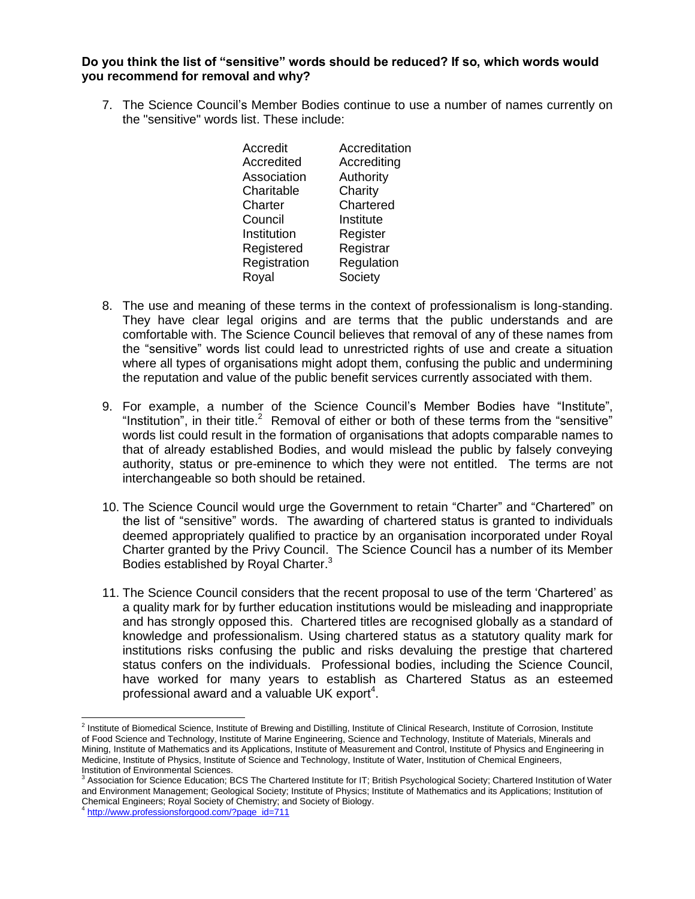**Do you think the list of "sensitive" words should be reduced? If so, which words would you recommend for removal and why?**

7. The Science Council's Member Bodies continue to use a number of names currently on the "sensitive" words list. These include:

| | |
|---|---|
| Accredit | Accreditation |
| Accredited | Accrediting |
| Association | Authority |
| Charitable | Charity |
| Charter | Chartered |
| Council | Institute |
| Institution | Register |
| Registered | Registrar |
| Registration | Regulation |
| Royal | Society |

8. The use and meaning of these terms in the context of professionalism is long-standing. They have clear legal origins and are terms that the public understands and are comfortable with. The Science Council believes that removal of any of these names from the "sensitive" words list could lead to unrestricted rights of use and create a situation where all types of organisations might adopt them, confusing the public and undermining the reputation and value of the public benefit services currently associated with them.

9. For example, a number of the Science Council's Member Bodies have "Institute", "Institution", in their title.[2] Removal of either or both of these terms from the "sensitive" words list could result in the formation of organisations that adopts comparable names to that of already established Bodies, and would mislead the public by falsely conveying authority, status or pre-eminence to which they were not entitled. The terms are not interchangeable so both should be retained.

10. The Science Council would urge the Government to retain "Charter" and "Chartered" on the list of "sensitive" words. The awarding of chartered status is granted to individuals deemed appropriately qualified to practice by an organisation incorporated under Royal Charter granted by the Privy Council. The Science Council has a number of its Member Bodies established by Royal Charter.[3]

11. The Science Council considers that the recent proposal to use of the term 'Chartered' as a quality mark for by further education institutions would be misleading and inappropriate and has strongly opposed this. Chartered titles are recognised globally as a standard of knowledge and professionalism. Using chartered status as a statutory quality mark for institutions risks confusing the public and risks devaluing the prestige that chartered status confers on the individuals. Professional bodies, including the Science Council, have worked for many years to establish as Chartered Status as an esteemed professional award and a valuable UK export[4].

---

[2] Institute of Biomedical Science, Institute of Brewing and Distilling, Institute of Clinical Research, Institute of Corrosion, Institute of Food Science and Technology, Institute of Marine Engineering, Science and Technology, Institute of Materials, Minerals and Mining, Institute of Mathematics and its Applications, Institute of Measurement and Control, Institute of Physics and Engineering in Medicine, Institute of Physics, Institute of Science and Technology, Institute of Water, Institution of Chemical Engineers, Institution of Environmental Sciences.

[3] Association for Science Education; BCS The Chartered Institute for IT; British Psychological Society; Chartered Institution of Water and Environment Management; Geological Society; Institute of Physics; Institute of Mathematics and its Applications; Institution of Chemical Engineers; Royal Society of Chemistry; and Society of Biology.

[4] http://www.professionsforgood.com/?page_id=711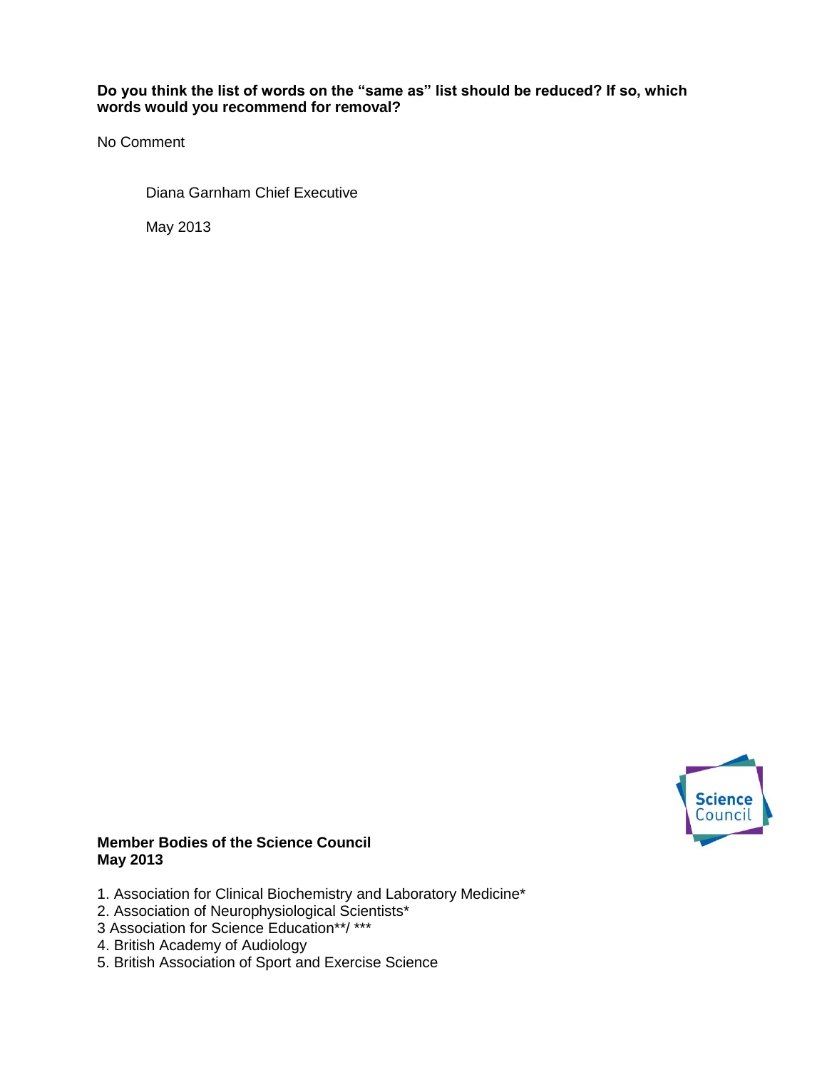**Do you think the list of words on the "same as" list should be reduced? If so, which words would you recommend for removal?**

No Comment

Diana Garnham Chief Executive

May 2013

**Member Bodies of the Science Council**
**May 2013**

1. Association for Clinical Biochemistry and Laboratory Medicine*
2. Association of Neurophysiological Scientists*
3 Association for Science Education**/ ***
4. British Academy of Audiology
5. British Association of Sport and Exercise Science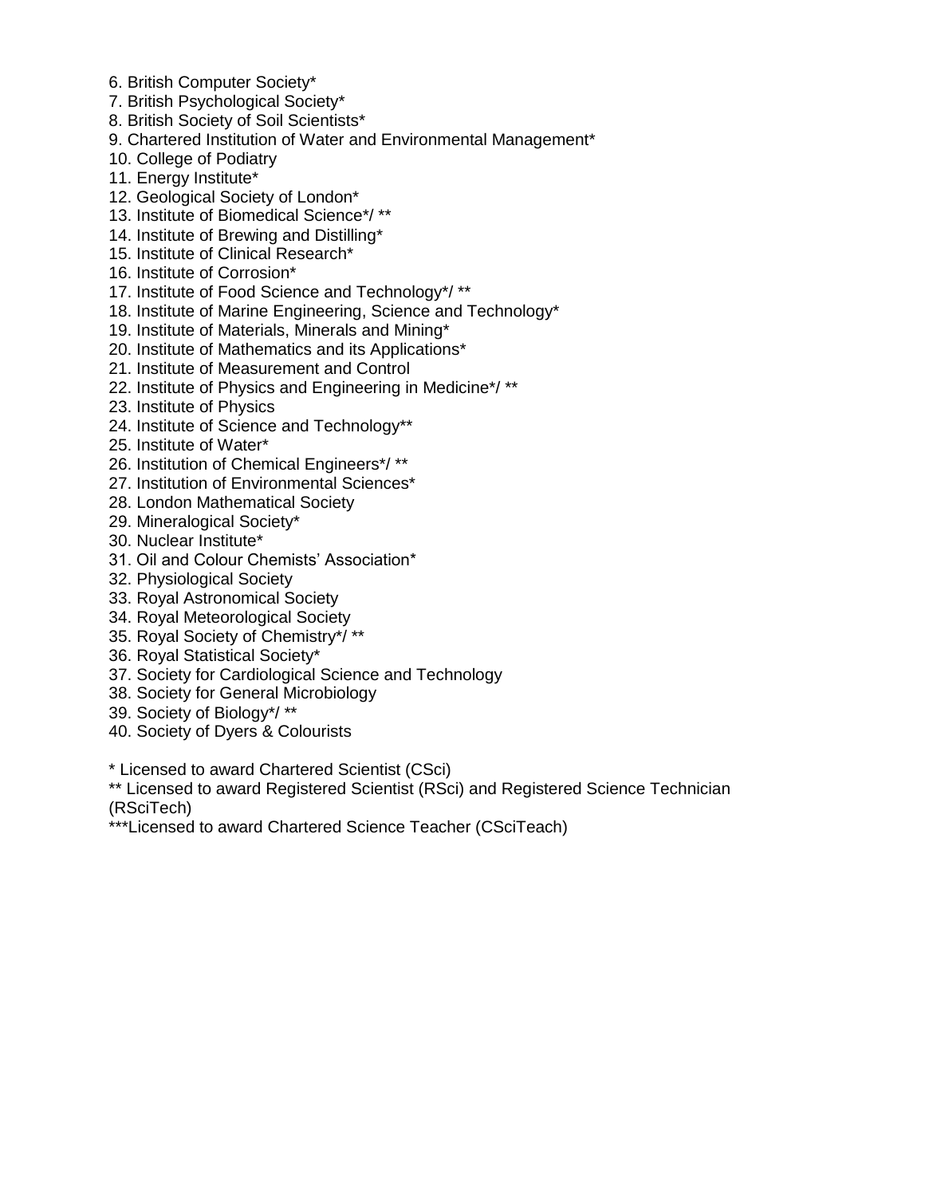6. British Computer Society*
7. British Psychological Society*
8. British Society of Soil Scientists*
9. Chartered Institution of Water and Environmental Management*
10. College of Podiatry
11. Energy Institute*
12. Geological Society of London*
13. Institute of Biomedical Science*/ **
14. Institute of Brewing and Distilling*
15. Institute of Clinical Research*
16. Institute of Corrosion*
17. Institute of Food Science and Technology*/ **
18. Institute of Marine Engineering, Science and Technology*
19. Institute of Materials, Minerals and Mining*
20. Institute of Mathematics and its Applications*
21. Institute of Measurement and Control
22. Institute of Physics and Engineering in Medicine*/ **
23. Institute of Physics
24. Institute of Science and Technology**
25. Institute of Water*
26. Institution of Chemical Engineers*/ **
27. Institution of Environmental Sciences*
28. London Mathematical Society
29. Mineralogical Society*
30. Nuclear Institute*
31. Oil and Colour Chemists' Association*
32. Physiological Society
33. Royal Astronomical Society
34. Royal Meteorological Society
35. Royal Society of Chemistry*/ **
36. Royal Statistical Society*
37. Society for Cardiological Science and Technology
38. Society for General Microbiology
39. Society of Biology*/ **
40. Society of Dyers & Colourists

* Licensed to award Chartered Scientist (CSci)

** Licensed to award Registered Scientist (RSci) and Registered Science Technician (RSciTech)

***Licensed to award Chartered Science Teacher (CSciTeach)